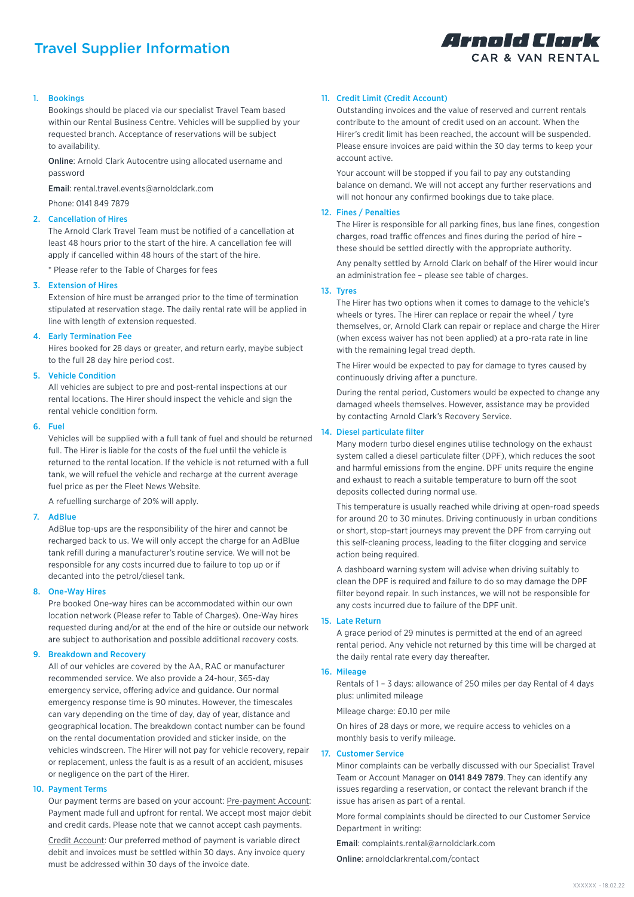# Travel Supplier Information

Arnold Clark CAR & VAN RENTAL

## 1. Bookings

Bookings should be placed via our specialist Travel Team based within our Rental Business Centre. Vehicles will be supplied by your requested branch. Acceptance of reservations will be subject to availability.

**Online**: Arnold Clark Autocentre using allocated username and password

**Email**: rental.travel.events@arnoldclark.com

Phone: 0141 849 7879

## 2. Cancellation of Hires

The Arnold Clark Travel Team must be notified of a cancellation at least 48 hours prior to the start of the hire. A cancellation fee will apply if cancelled within 48 hours of the start of the hire.

* Please refer to the Table of Charges for fees

## 3. Extension of Hires

Extension of hire must be arranged prior to the time of termination stipulated at reservation stage. The daily rental rate will be applied in line with length of extension requested.

## 4. Early Termination Fee

Hires booked for 28 days or greater, and return early, maybe subject to the full 28 day hire period cost.

## 5. Vehicle Condition

All vehicles are subject to pre and post-rental inspections at our rental locations. The Hirer should inspect the vehicle and sign the rental vehicle condition form.

## 6. Fuel

Vehicles will be supplied with a full tank of fuel and should be returned full. The Hirer is liable for the costs of the fuel until the vehicle is returned to the rental location. If the vehicle is not returned with a full tank, we will refuel the vehicle and recharge at the current average fuel price as per the Fleet News Website.

A refuelling surcharge of 20% will apply.

## 7. AdBlue

AdBlue top-ups are the responsibility of the hirer and cannot be recharged back to us. We will only accept the charge for an AdBlue tank refill during a manufacturer's routine service. We will not be responsible for any costs incurred due to failure to top up or if decanted into the petrol/diesel tank.

## 8. One-Way Hires

Pre booked One-way hires can be accommodated within our own location network (Please refer to Table of Charges). One-Way hires requested during and/or at the end of the hire or outside our network are subject to authorisation and possible additional recovery costs.

## 9. Breakdown and Recovery

All of our vehicles are covered by the AA, RAC or manufacturer recommended service. We also provide a 24-hour, 365-day emergency service, offering advice and guidance. Our normal emergency response time is 90 minutes. However, the timescales can vary depending on the time of day, day of year, distance and geographical location. The breakdown contact number can be found on the rental documentation provided and sticker inside, on the vehicles windscreen. The Hirer will not pay for vehicle recovery, repair or replacement, unless the fault is as a result of an accident, misuses or negligence on the part of the Hirer.

## 10. Payment Terms

Our payment terms are based on your account: Pre-payment Account: Payment made full and upfront for rental. We accept most major debit and credit cards. Please note that we cannot accept cash payments.

Credit Account: Our preferred method of payment is variable direct debit and invoices must be settled within 30 days. Any invoice query must be addressed within 30 days of the invoice date.

## 11. Credit Limit (Credit Account)

Outstanding invoices and the value of reserved and current rentals contribute to the amount of credit used on an account. When the Hirer's credit limit has been reached, the account will be suspended. Please ensure invoices are paid within the 30 day terms to keep your account active.

Your account will be stopped if you fail to pay any outstanding balance on demand. We will not accept any further reservations and will not honour any confirmed bookings due to take place.

## 12. Fines / Penalties

The Hirer is responsible for all parking fines, bus lane fines, congestion charges, road traffic offences and fines during the period of hire – these should be settled directly with the appropriate authority.

Any penalty settled by Arnold Clark on behalf of the Hirer would incur an administration fee – please see table of charges.

## 13. Tyres

The Hirer has two options when it comes to damage to the vehicle's wheels or tyres. The Hirer can replace or repair the wheel / tyre themselves, or, Arnold Clark can repair or replace and charge the Hirer (when excess waiver has not been applied) at a pro-rata rate in line with the remaining legal tread depth.

The Hirer would be expected to pay for damage to tyres caused by continuously driving after a puncture.

During the rental period, Customers would be expected to change any damaged wheels themselves. However, assistance may be provided by contacting Arnold Clark's Recovery Service.

## 14. Diesel particulate filter

Many modern turbo diesel engines utilise technology on the exhaust system called a diesel particulate filter (DPF), which reduces the soot and harmful emissions from the engine. DPF units require the engine and exhaust to reach a suitable temperature to burn off the soot deposits collected during normal use.

This temperature is usually reached while driving at open-road speeds for around 20 to 30 minutes. Driving continuously in urban conditions or short, stop-start journeys may prevent the DPF from carrying out this self-cleaning process, leading to the filter clogging and service action being required.

A dashboard warning system will advise when driving suitably to clean the DPF is required and failure to do so may damage the DPF filter beyond repair. In such instances, we will not be responsible for any costs incurred due to failure of the DPF unit.

## 15. Late Return

A grace period of 29 minutes is permitted at the end of an agreed rental period. Any vehicle not returned by this time will be charged at the daily rental rate every day thereafter.

## 16. Mileage

Rentals of 1 – 3 days: allowance of 250 miles per day Rental of 4 days plus: unlimited mileage

Mileage charge: £0.10 per mile

On hires of 28 days or more, we require access to vehicles on a monthly basis to verify mileage.

## 17. Customer Service

Minor complaints can be verbally discussed with our Specialist Travel Team or Account Manager on **0141 849 7879**. They can identify any issues regarding a reservation, or contact the relevant branch if the issue has arisen as part of a rental.

More formal complaints should be directed to our Customer Service Department in writing:

**Email**: complaints.rental@arnoldclark.com

**Online**: arnoldclarkrental.com/contact

XXXXXX - 18.02.22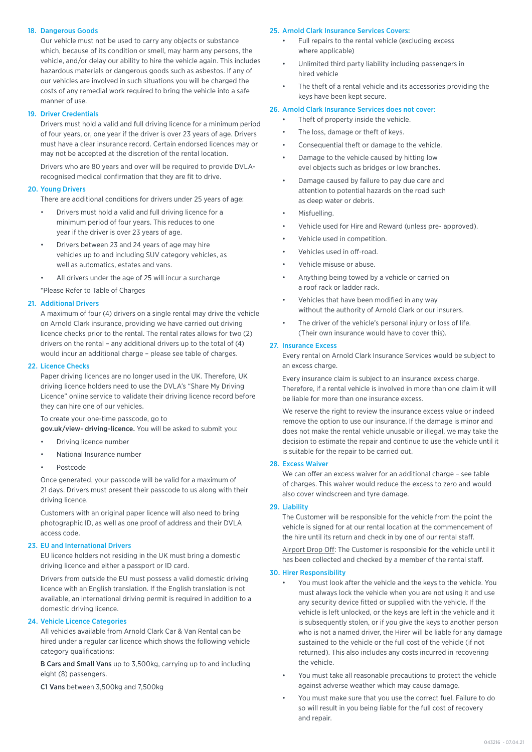## 18. Dangerous Goods

Our vehicle must not be used to carry any objects or substance which, because of its condition or smell, may harm any persons, the vehicle, and/or delay our ability to hire the vehicle again. This includes hazardous materials or dangerous goods such as asbestos. If any of our vehicles are involved in such situations you will be charged the costs of any remedial work required to bring the vehicle into a safe manner of use.

## 19. Driver Credentials

Drivers must hold a valid and full driving licence for a minimum period of four years, or, one year if the driver is over 23 years of age. Drivers must have a clear insurance record. Certain endorsed licences may or may not be accepted at the discretion of the rental location.

Drivers who are 80 years and over will be required to provide DVLA-recognised medical confirmation that they are fit to drive.

## 20. Young Drivers

There are additional conditions for drivers under 25 years of age:

- Drivers must hold a valid and full driving licence for a minimum period of four years. This reduces to one year if the driver is over 23 years of age.
- Drivers between 23 and 24 years of age may hire vehicles up to and including SUV category vehicles, as well as automatics, estates and vans.
- All drivers under the age of 25 will incur a surcharge

*Please Refer to Table of Charges

## 21. Additional Drivers

A maximum of four (4) drivers on a single rental may drive the vehicle on Arnold Clark insurance, providing we have carried out driving licence checks prior to the rental. The rental rates allows for two (2) drivers on the rental – any additional drivers up to the total of (4) would incur an additional charge – please see table of charges.

## 22. Licence Checks

Paper driving licences are no longer used in the UK. Therefore, UK driving licence holders need to use the DVLA's "Share My Driving Licence" online service to validate their driving licence record before they can hire one of our vehicles.

To create your one-time passcode, go to **gov.uk/view- driving-licence.** You will be asked to submit you:

- Driving licence number
- National Insurance number
- Postcode

Once generated, your passcode will be valid for a maximum of 21 days. Drivers must present their passcode to us along with their driving licence.

Customers with an original paper licence will also need to bring photographic ID, as well as one proof of address and their DVLA access code.

## 23. EU and International Drivers

EU licence holders not residing in the UK must bring a domestic driving licence and either a passport or ID card.

Drivers from outside the EU must possess a valid domestic driving licence with an English translation. If the English translation is not available, an international driving permit is required in addition to a domestic driving licence.

## 24. Vehicle Licence Categories

All vehicles available from Arnold Clark Car & Van Rental can be hired under a regular car licence which shows the following vehicle category qualifications:

**B Cars and Small Vans** up to 3,500kg, carrying up to and including eight (8) passengers.

**C1 Vans** between 3,500kg and 7,500kg

## 25. Arnold Clark Insurance Services Covers:

- Full repairs to the rental vehicle (excluding excess where applicable)
- Unlimited third party liability including passengers in hired vehicle
- The theft of a rental vehicle and its accessories providing the keys have been kept secure.

## 26. Arnold Clark Insurance Services does not cover:

- Theft of property inside the vehicle.
- The loss, damage or theft of keys.
- Consequential theft or damage to the vehicle.
- Damage to the vehicle caused by hitting low evel objects such as bridges or low branches.
- Damage caused by failure to pay due care and attention to potential hazards on the road such as deep water or debris.
- Misfuelling.
- Vehicle used for Hire and Reward (unless pre- approved).
- Vehicle used in competition.
- Vehicles used in off-road.
- Vehicle misuse or abuse.
- Anything being towed by a vehicle or carried on a roof rack or ladder rack.
- Vehicles that have been modified in any way without the authority of Arnold Clark or our insurers.
- The driver of the vehicle's personal injury or loss of life. (Their own insurance would have to cover this).

## 27. Insurance Excess

Every rental on Arnold Clark Insurance Services would be subject to an excess charge.

Every insurance claim is subject to an insurance excess charge. Therefore, if a rental vehicle is involved in more than one claim it will be liable for more than one insurance excess.

We reserve the right to review the insurance excess value or indeed remove the option to use our insurance. If the damage is minor and does not make the rental vehicle unusable or illegal, we may take the decision to estimate the repair and continue to use the vehicle until it is suitable for the repair to be carried out.

## 28. Excess Waiver

We can offer an excess waiver for an additional charge – see table of charges. This waiver would reduce the excess to zero and would also cover windscreen and tyre damage.

## 29. Liability

The Customer will be responsible for the vehicle from the point the vehicle is signed for at our rental location at the commencement of the hire until its return and check in by one of our rental staff.

Airport Drop Off: The Customer is responsible for the vehicle until it has been collected and checked by a member of the rental staff.

## 30. Hirer Responsibility

- You must look after the vehicle and the keys to the vehicle. You must always lock the vehicle when you are not using it and use any security device fitted or supplied with the vehicle. If the vehicle is left unlocked, or the keys are left in the vehicle and it is subsequently stolen, or if you give the keys to another person who is not a named driver, the Hirer will be liable for any damage sustained to the vehicle or the full cost of the vehicle (if not returned). This also includes any costs incurred in recovering the vehicle.
- You must take all reasonable precautions to protect the vehicle against adverse weather which may cause damage.
- You must make sure that you use the correct fuel. Failure to do so will result in you being liable for the full cost of recovery and repair.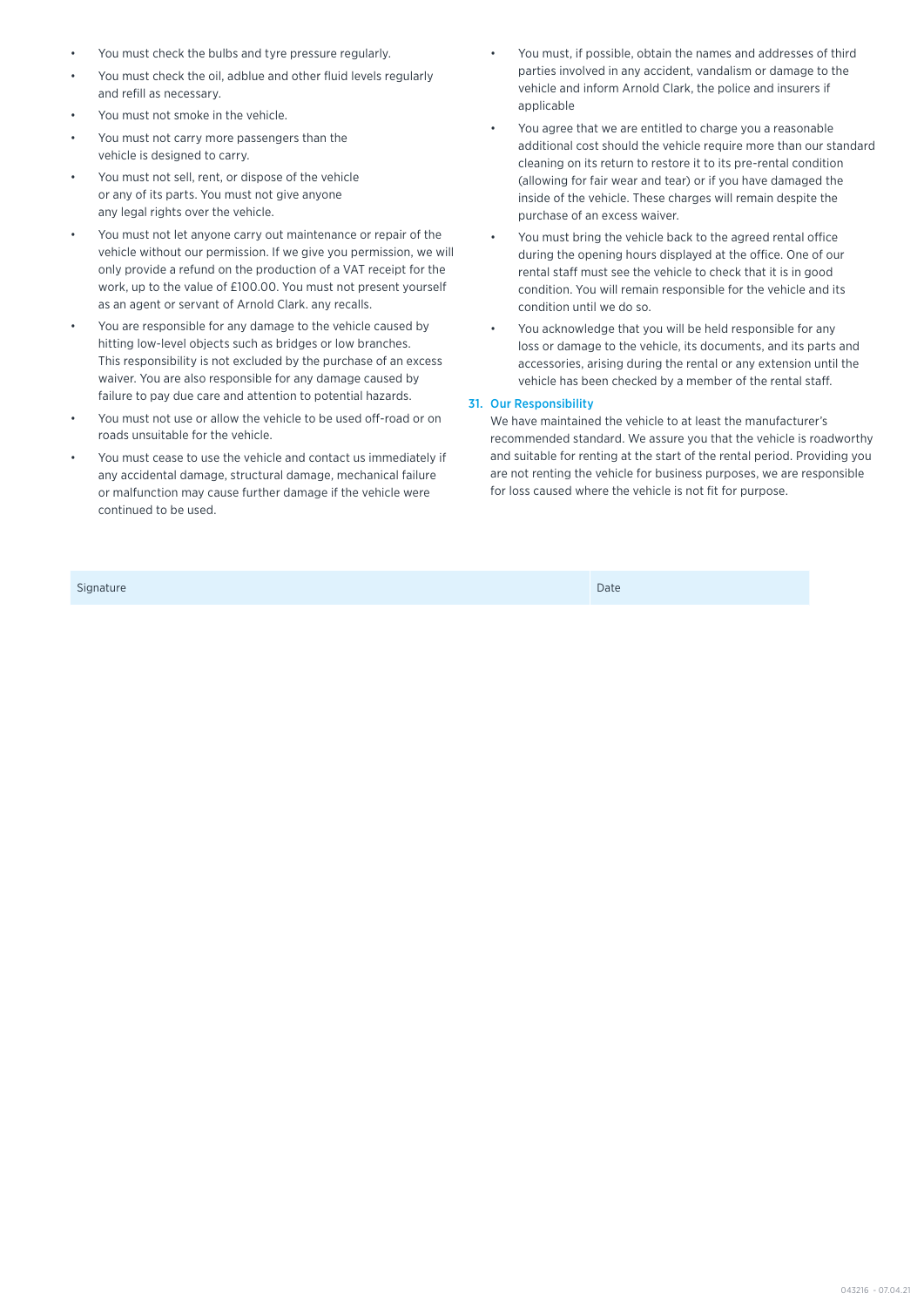- You must check the bulbs and tyre pressure regularly.
- You must check the oil, adblue and other fluid levels regularly and refill as necessary.
- You must not smoke in the vehicle.
- You must not carry more passengers than the vehicle is designed to carry.
- You must not sell, rent, or dispose of the vehicle or any of its parts. You must not give anyone any legal rights over the vehicle.
- You must not let anyone carry out maintenance or repair of the vehicle without our permission. If we give you permission, we will only provide a refund on the production of a VAT receipt for the work, up to the value of £100.00. You must not present yourself as an agent or servant of Arnold Clark. any recalls.
- You are responsible for any damage to the vehicle caused by hitting low-level objects such as bridges or low branches. This responsibility is not excluded by the purchase of an excess waiver. You are also responsible for any damage caused by failure to pay due care and attention to potential hazards.
- You must not use or allow the vehicle to be used off-road or on roads unsuitable for the vehicle.
- You must cease to use the vehicle and contact us immediately if any accidental damage, structural damage, mechanical failure or malfunction may cause further damage if the vehicle were continued to be used.
- You must, if possible, obtain the names and addresses of third parties involved in any accident, vandalism or damage to the vehicle and inform Arnold Clark, the police and insurers if applicable
- You agree that we are entitled to charge you a reasonable additional cost should the vehicle require more than our standard cleaning on its return to restore it to its pre-rental condition (allowing for fair wear and tear) or if you have damaged the inside of the vehicle. These charges will remain despite the purchase of an excess waiver.
- You must bring the vehicle back to the agreed rental office during the opening hours displayed at the office. One of our rental staff must see the vehicle to check that it is in good condition. You will remain responsible for the vehicle and its condition until we do so.
- You acknowledge that you will be held responsible for any loss or damage to the vehicle, its documents, and its parts and accessories, arising during the rental or any extension until the vehicle has been checked by a member of the rental staff.

### 31. Our Responsibility

We have maintained the vehicle to at least the manufacturer's recommended standard. We assure you that the vehicle is roadworthy and suitable for renting at the start of the rental period. Providing you are not renting the vehicle for business purposes, we are responsible for loss caused where the vehicle is not fit for purpose.

| Signature | Date |
|---|---|
| | |

043216 - 07.04.21